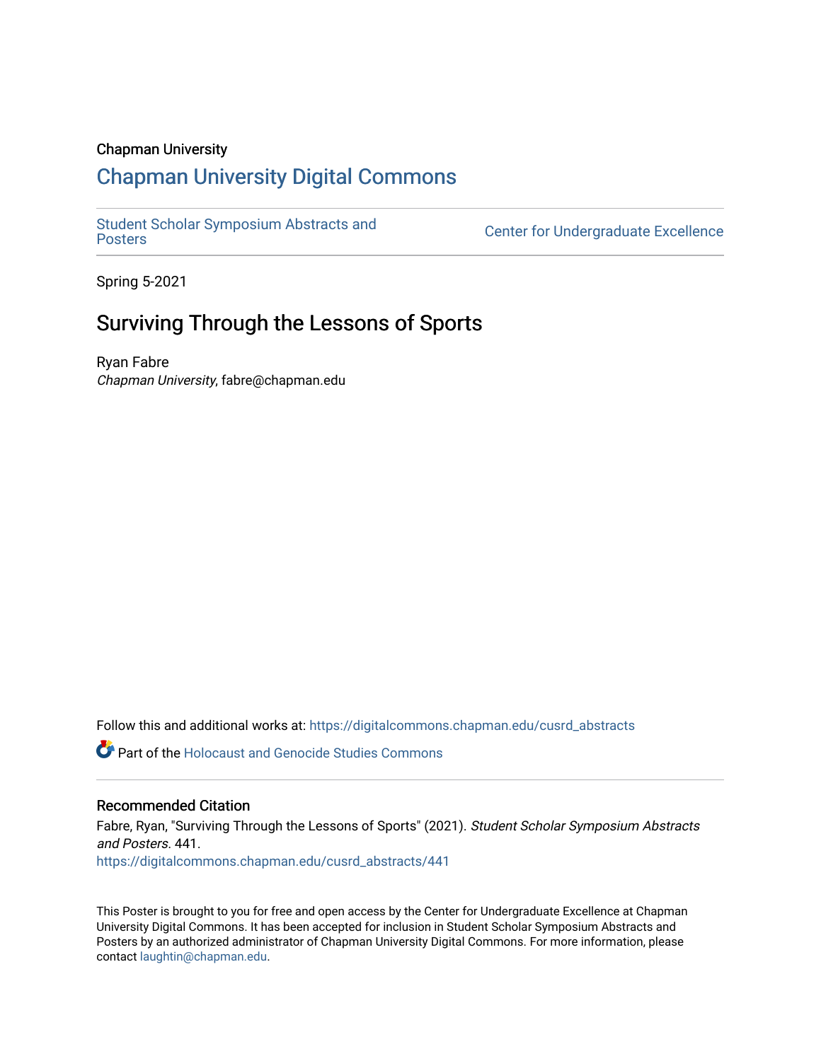Chapman University

# Chapman University Digital Commons

Student Scholar Symposium Abstracts and Posters | Center for Undergraduate Excellence

Spring 5-2021

## Surviving Through the Lessons of Sports

Ryan Fabre
*Chapman University*, fabre@chapman.edu

Follow this and additional works at: https://digitalcommons.chapman.edu/cusrd_abstracts

Part of the Holocaust and Genocide Studies Commons

### Recommended Citation

Fabre, Ryan, "Surviving Through the Lessons of Sports" (2021). *Student Scholar Symposium Abstracts and Posters*. 441.
https://digitalcommons.chapman.edu/cusrd_abstracts/441

This Poster is brought to you for free and open access by the Center for Undergraduate Excellence at Chapman University Digital Commons. It has been accepted for inclusion in Student Scholar Symposium Abstracts and Posters by an authorized administrator of Chapman University Digital Commons. For more information, please contact laughtin@chapman.edu.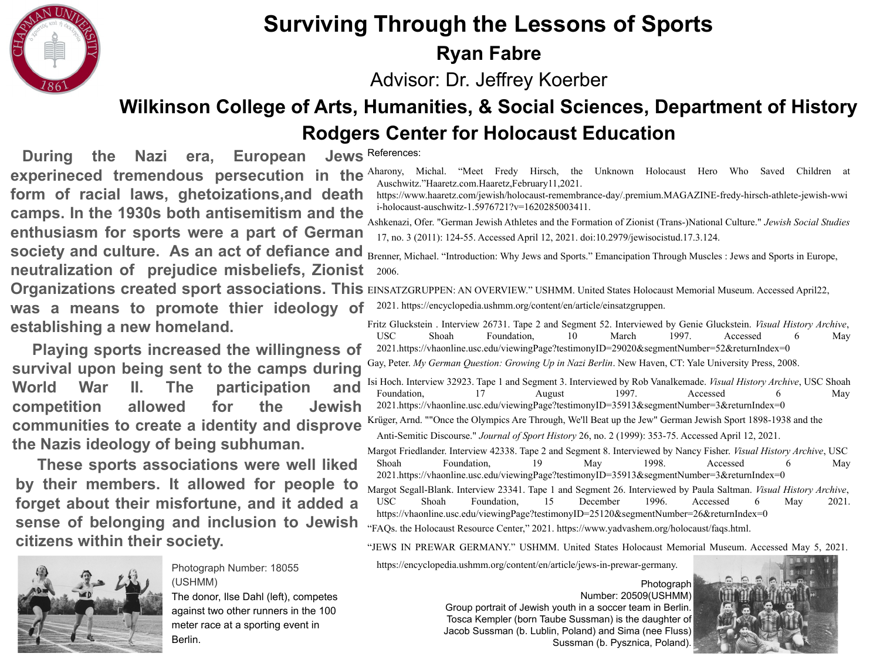# Surviving Through the Lessons of Sports

**Ryan Fabre**

Advisor: Dr. Jeffrey Koerber

**Wilkinson College of Arts, Humanities, & Social Sciences, Department of History**

**Rodgers Center for Holocaust Education**

**During the Nazi era, European Jews experineced tremendous persecution in the form of racial laws, ghetoizations,and death camps. In the 1930s both antisemitism and the enthusiasm for sports were a part of German society and culture. As an act of defiance and neutralization of prejudice misbeliefs, Zionist Organizations created sport associations. This was a means to promote thier ideology of establishing a new homeland.**

**Playing sports increased the willingness of survival upon being sent to the camps during World War II. The participation and competition allowed for the Jewish communities to create a identity and disprove the Nazis ideology of being subhuman.**

**These sports associations were well liked by their members. It allowed for people to forget about their misfortune, and it added a sense of belonging and inclusion to Jewish citizens within their society.**

Photograph Number: 18055 (USHMM)
The donor, Ilse Dahl (left), competes against two other runners in the 100 meter race at a sporting event in Berlin.

References:

Aharony, Michal. "Meet Fredy Hirsch, the Unknown Holocaust Hero Who Saved Children at Auschwitz."Haaretz.com.Haaretz,February11,2021. https://www.haaretz.com/jewish/holocaust-remembrance-day/.premium.MAGAZINE-fredy-hirsch-athlete-jewish-wwii-holocaust-auschwitz-1.5976721?v=1620285003411.

Ashkenazi, Ofer. "German Jewish Athletes and the Formation of Zionist (Trans-)National Culture." *Jewish Social Studies* 17, no. 3 (2011): 124-55. Accessed April 12, 2021. doi:10.2979/jewisocistud.17.3.124.

Brenner, Michael. "Introduction: Why Jews and Sports." Emancipation Through Muscles : Jews and Sports in Europe, 2006.

EINSATZGRUPPEN: AN OVERVIEW." USHMM. United States Holocaust Memorial Museum. Accessed April22, 2021. https://encyclopedia.ushmm.org/content/en/article/einsatzgruppen.

Fritz Gluckstein . Interview 26731. Tape 2 and Segment 52. Interviewed by Genie Gluckstein. *Visual History Archive*, USC Shoah Foundation, 10 March 1997. Accessed 6 May 2021.https://vhaonline.usc.edu/viewingPage?testimonyID=29020&segmentNumber=52&returnIndex=0

Gay, Peter. *My German Question: Growing Up in Nazi Berlin*. New Haven, CT: Yale University Press, 2008.

Isi Hoch. Interview 32923. Tape 1 and Segment 3. Interviewed by Rob Vanalkemade. *Visual History Archive*, USC Shoah Foundation, 17 August 1997. Accessed 6 May 2021.https://vhaonline.usc.edu/viewingPage?testimonyID=35913&segmentNumber=3&returnIndex=0

Krüger, Arnd. ""Once the Olympics Are Through, We'll Beat up the Jew" German Jewish Sport 1898-1938 and the Anti-Semitic Discourse." *Journal of Sport History* 26, no. 2 (1999): 353-75. Accessed April 12, 2021.

Margot Friedlander. Interview 42338. Tape 2 and Segment 8. Interviewed by Nancy Fisher. *Visual History Archive*, USC Shoah Foundation, 19 May 1998. Accessed 6 May 2021.https://vhaonline.usc.edu/viewingPage?testimonyID=35913&segmentNumber=3&returnIndex=0

Margot Segall-Blank. Interview 23341. Tape 1 and Segment 26. Interviewed by Paula Saltman. *Visual History Archive*, USC Shoah Foundation, 15 December 1996. Accessed 6 May 2021. https://vhaonline.usc.edu/viewingPage?testimonyID=25120&segmentNumber=26&returnIndex=0

"FAQs. the Holocaust Resource Center," 2021. https://www.yadvashem.org/holocaust/faqs.html.

"JEWS IN PREWAR GERMANY." USHMM. United States Holocaust Memorial Museum. Accessed May 5, 2021. https://encyclopedia.ushmm.org/content/en/article/jews-in-prewar-germany.

Photograph Number: 20509(USHMM)
Group portrait of Jewish youth in a soccer team in Berlin. Tosca Kempler (born Taube Sussman) is the daughter of Jacob Sussman (b. Lublin, Poland) and Sima (nee Fluss) Sussman (b. Pysznica, Poland).